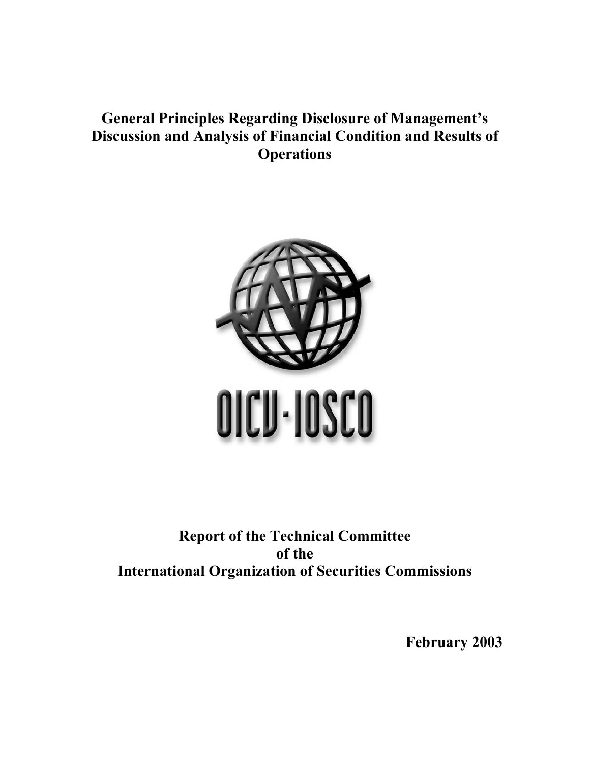# General Principles Regarding Disclosure of Management's Discussion and Analysis of Financial Condition and Results of Operations

OICU-IOSCO

**Report of the Technical Committee of the International Organization of Securities Commissions**

**February 2003**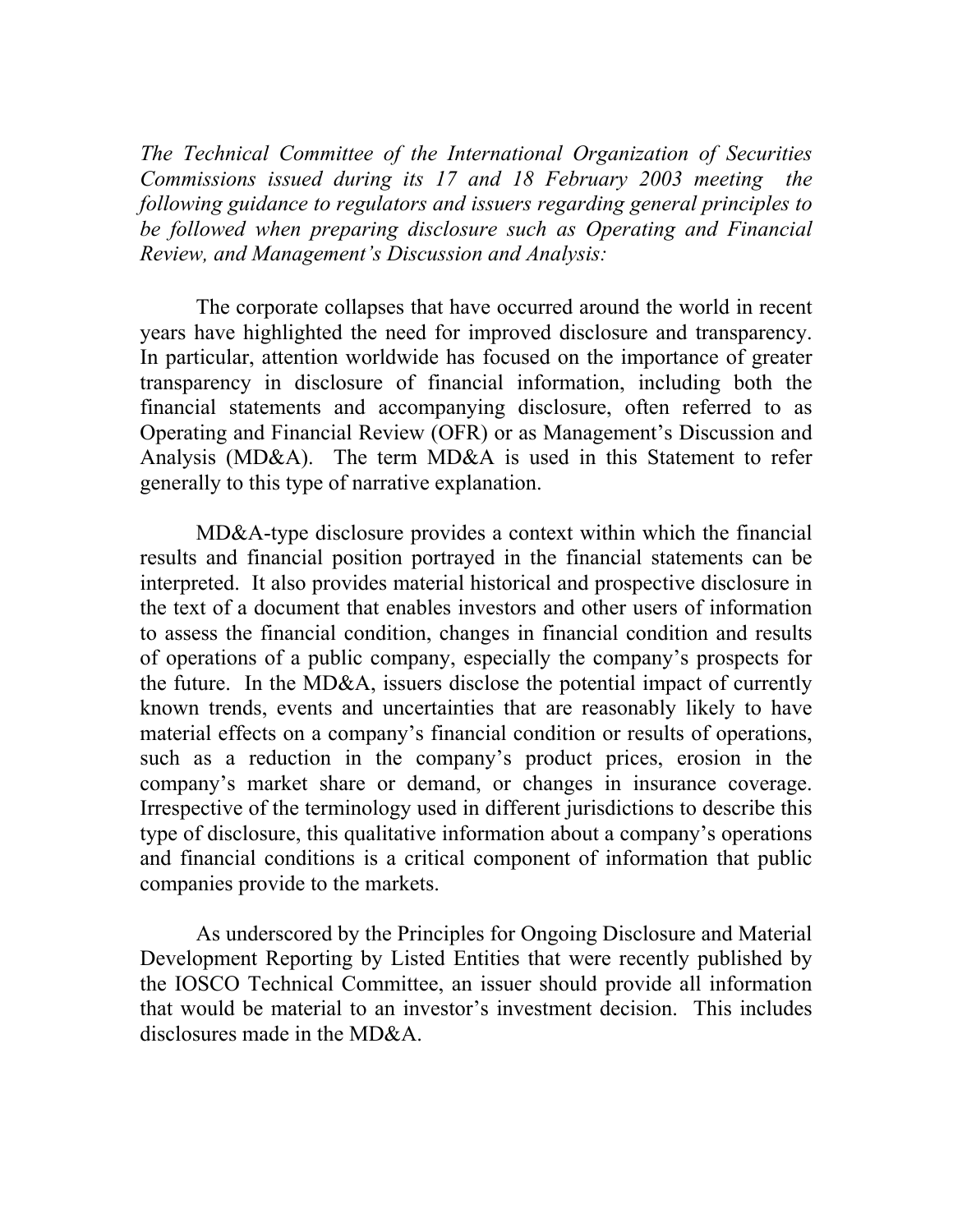*The Technical Committee of the International Organization of Securities Commissions issued during its 17 and 18 February 2003 meeting the following guidance to regulators and issuers regarding general principles to be followed when preparing disclosure such as Operating and Financial Review, and Management's Discussion and Analysis:*

The corporate collapses that have occurred around the world in recent years have highlighted the need for improved disclosure and transparency. In particular, attention worldwide has focused on the importance of greater transparency in disclosure of financial information, including both the financial statements and accompanying disclosure, often referred to as Operating and Financial Review (OFR) or as Management's Discussion and Analysis (MD&A). The term MD&A is used in this Statement to refer generally to this type of narrative explanation.

MD&A-type disclosure provides a context within which the financial results and financial position portrayed in the financial statements can be interpreted. It also provides material historical and prospective disclosure in the text of a document that enables investors and other users of information to assess the financial condition, changes in financial condition and results of operations of a public company, especially the company's prospects for the future. In the MD&A, issuers disclose the potential impact of currently known trends, events and uncertainties that are reasonably likely to have material effects on a company's financial condition or results of operations, such as a reduction in the company's product prices, erosion in the company's market share or demand, or changes in insurance coverage. Irrespective of the terminology used in different jurisdictions to describe this type of disclosure, this qualitative information about a company's operations and financial conditions is a critical component of information that public companies provide to the markets.

As underscored by the Principles for Ongoing Disclosure and Material Development Reporting by Listed Entities that were recently published by the IOSCO Technical Committee, an issuer should provide all information that would be material to an investor's investment decision. This includes disclosures made in the MD&A.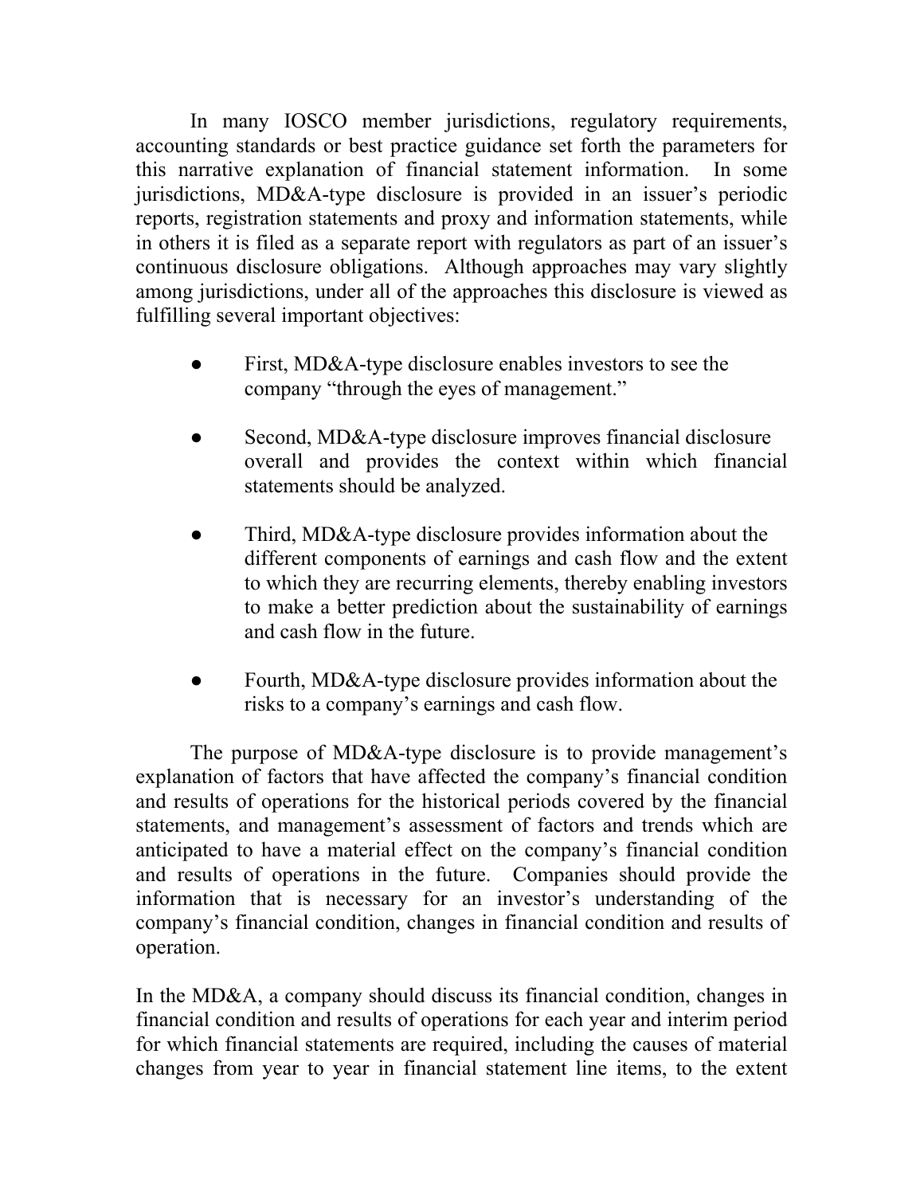In many IOSCO member jurisdictions, regulatory requirements, accounting standards or best practice guidance set forth the parameters for this narrative explanation of financial statement information. In some jurisdictions, MD&A-type disclosure is provided in an issuer's periodic reports, registration statements and proxy and information statements, while in others it is filed as a separate report with regulators as part of an issuer's continuous disclosure obligations. Although approaches may vary slightly among jurisdictions, under all of the approaches this disclosure is viewed as fulfilling several important objectives:

- First, MD&A-type disclosure enables investors to see the company "through the eyes of management."

- Second, MD&A-type disclosure improves financial disclosure overall and provides the context within which financial statements should be analyzed.

- Third, MD&A-type disclosure provides information about the different components of earnings and cash flow and the extent to which they are recurring elements, thereby enabling investors to make a better prediction about the sustainability of earnings and cash flow in the future.

- Fourth, MD&A-type disclosure provides information about the risks to a company's earnings and cash flow.

The purpose of MD&A-type disclosure is to provide management's explanation of factors that have affected the company's financial condition and results of operations for the historical periods covered by the financial statements, and management's assessment of factors and trends which are anticipated to have a material effect on the company's financial condition and results of operations in the future. Companies should provide the information that is necessary for an investor's understanding of the company's financial condition, changes in financial condition and results of operation.

In the MD&A, a company should discuss its financial condition, changes in financial condition and results of operations for each year and interim period for which financial statements are required, including the causes of material changes from year to year in financial statement line items, to the extent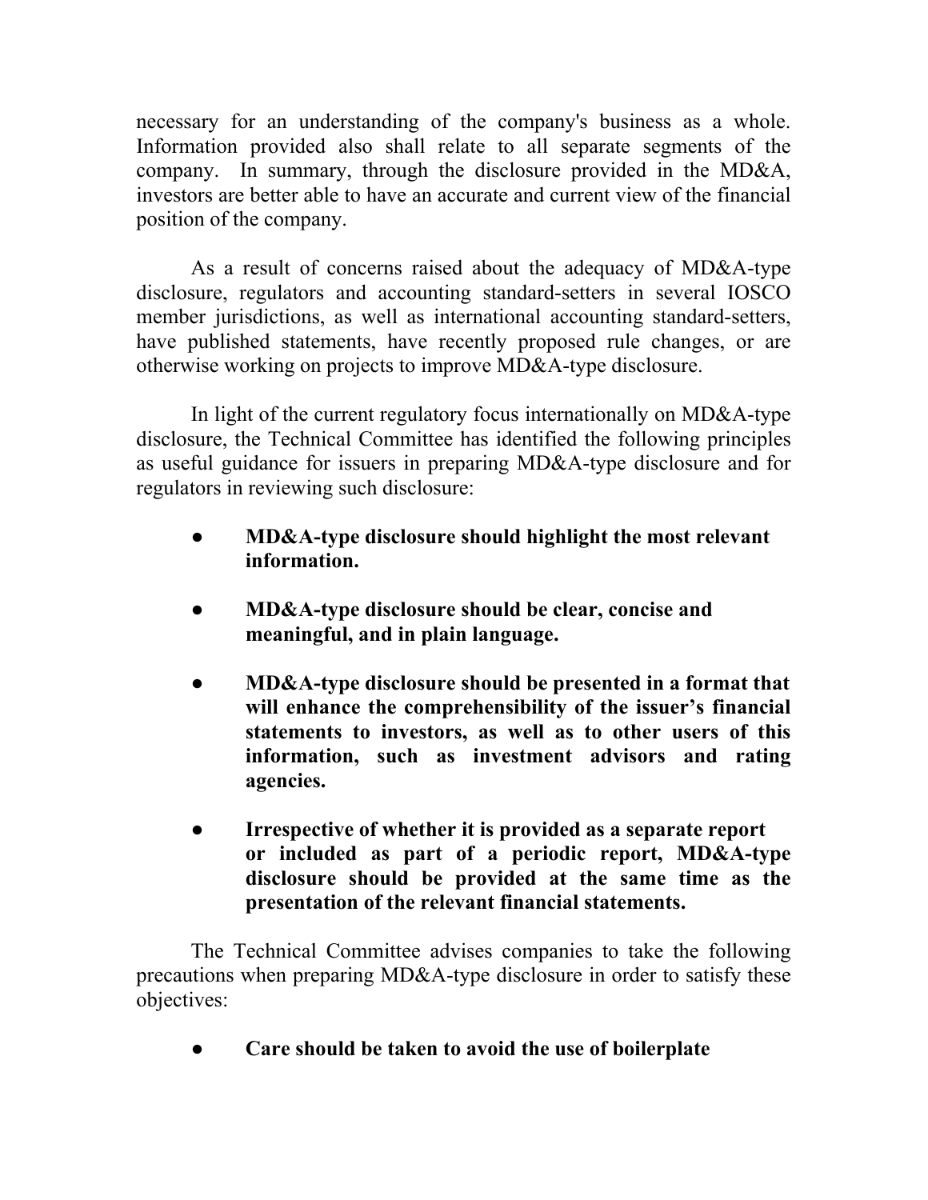necessary for an understanding of the company's business as a whole. Information provided also shall relate to all separate segments of the company. In summary, through the disclosure provided in the MD&A, investors are better able to have an accurate and current view of the financial position of the company.

As a result of concerns raised about the adequacy of MD&A-type disclosure, regulators and accounting standard-setters in several IOSCO member jurisdictions, as well as international accounting standard-setters, have published statements, have recently proposed rule changes, or are otherwise working on projects to improve MD&A-type disclosure.

In light of the current regulatory focus internationally on MD&A-type disclosure, the Technical Committee has identified the following principles as useful guidance for issuers in preparing MD&A-type disclosure and for regulators in reviewing such disclosure:

- **MD&A-type disclosure should highlight the most relevant information.**
- **MD&A-type disclosure should be clear, concise and meaningful, and in plain language.**
- **MD&A-type disclosure should be presented in a format that will enhance the comprehensibility of the issuer's financial statements to investors, as well as to other users of this information, such as investment advisors and rating agencies.**
- **Irrespective of whether it is provided as a separate report or included as part of a periodic report, MD&A-type disclosure should be provided at the same time as the presentation of the relevant financial statements.**

The Technical Committee advises companies to take the following precautions when preparing MD&A-type disclosure in order to satisfy these objectives:

- **Care should be taken to avoid the use of boilerplate**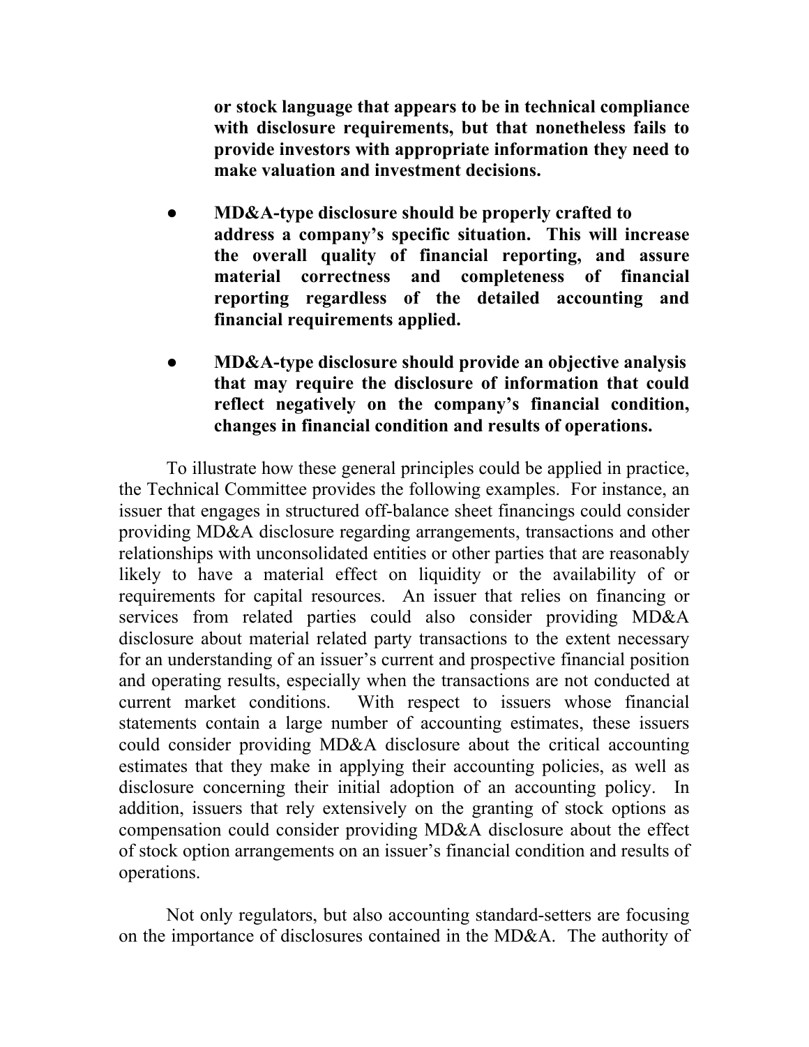**or stock language that appears to be in technical compliance with disclosure requirements, but that nonetheless fails to provide investors with appropriate information they need to make valuation and investment decisions.**

- **MD&A-type disclosure should be properly crafted to address a company's specific situation. This will increase the overall quality of financial reporting, and assure material correctness and completeness of financial reporting regardless of the detailed accounting and financial requirements applied.**

- **MD&A-type disclosure should provide an objective analysis that may require the disclosure of information that could reflect negatively on the company's financial condition, changes in financial condition and results of operations.**

To illustrate how these general principles could be applied in practice, the Technical Committee provides the following examples. For instance, an issuer that engages in structured off-balance sheet financings could consider providing MD&A disclosure regarding arrangements, transactions and other relationships with unconsolidated entities or other parties that are reasonably likely to have a material effect on liquidity or the availability of or requirements for capital resources. An issuer that relies on financing or services from related parties could also consider providing MD&A disclosure about material related party transactions to the extent necessary for an understanding of an issuer's current and prospective financial position and operating results, especially when the transactions are not conducted at current market conditions. With respect to issuers whose financial statements contain a large number of accounting estimates, these issuers could consider providing MD&A disclosure about the critical accounting estimates that they make in applying their accounting policies, as well as disclosure concerning their initial adoption of an accounting policy. In addition, issuers that rely extensively on the granting of stock options as compensation could consider providing MD&A disclosure about the effect of stock option arrangements on an issuer's financial condition and results of operations.

Not only regulators, but also accounting standard-setters are focusing on the importance of disclosures contained in the MD&A. The authority of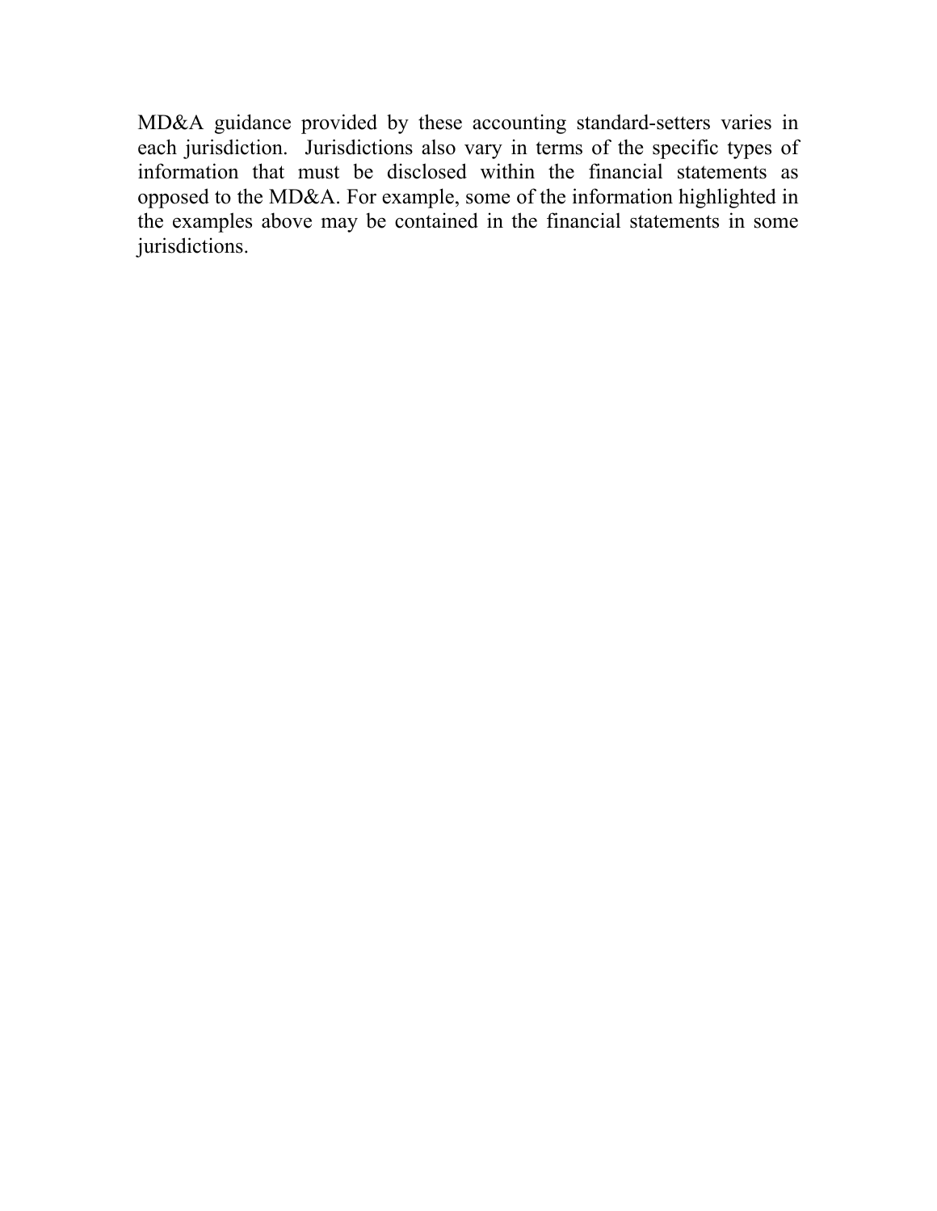MD&A guidance provided by these accounting standard-setters varies in each jurisdiction. Jurisdictions also vary in terms of the specific types of information that must be disclosed within the financial statements as opposed to the MD&A. For example, some of the information highlighted in the examples above may be contained in the financial statements in some jurisdictions.